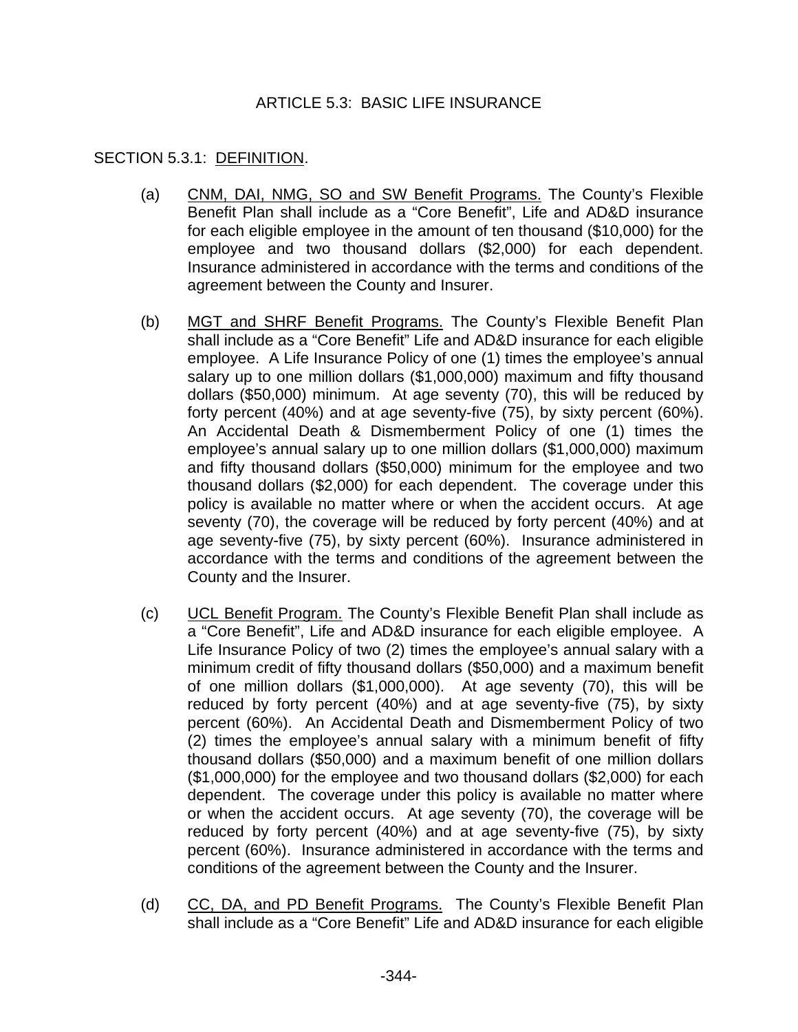# ARTICLE 5.3: BASIC LIFE INSURANCE

## SECTION 5.3.1: DEFINITION.

(a) CNM, DAI, NMG, SO and SW Benefit Programs. The County's Flexible Benefit Plan shall include as a "Core Benefit", Life and AD&D insurance for each eligible employee in the amount of ten thousand ($10,000) for the employee and two thousand dollars ($2,000) for each dependent. Insurance administered in accordance with the terms and conditions of the agreement between the County and Insurer.

(b) MGT and SHRF Benefit Programs. The County's Flexible Benefit Plan shall include as a "Core Benefit" Life and AD&D insurance for each eligible employee. A Life Insurance Policy of one (1) times the employee's annual salary up to one million dollars ($1,000,000) maximum and fifty thousand dollars ($50,000) minimum. At age seventy (70), this will be reduced by forty percent (40%) and at age seventy-five (75), by sixty percent (60%). An Accidental Death & Dismemberment Policy of one (1) times the employee's annual salary up to one million dollars ($1,000,000) maximum and fifty thousand dollars ($50,000) minimum for the employee and two thousand dollars ($2,000) for each dependent. The coverage under this policy is available no matter where or when the accident occurs. At age seventy (70), the coverage will be reduced by forty percent (40%) and at age seventy-five (75), by sixty percent (60%). Insurance administered in accordance with the terms and conditions of the agreement between the County and the Insurer.

(c) UCL Benefit Program. The County's Flexible Benefit Plan shall include as a "Core Benefit", Life and AD&D insurance for each eligible employee. A Life Insurance Policy of two (2) times the employee's annual salary with a minimum credit of fifty thousand dollars ($50,000) and a maximum benefit of one million dollars ($1,000,000). At age seventy (70), this will be reduced by forty percent (40%) and at age seventy-five (75), by sixty percent (60%). An Accidental Death and Dismemberment Policy of two (2) times the employee's annual salary with a minimum benefit of fifty thousand dollars ($50,000) and a maximum benefit of one million dollars ($1,000,000) for the employee and two thousand dollars ($2,000) for each dependent. The coverage under this policy is available no matter where or when the accident occurs. At age seventy (70), the coverage will be reduced by forty percent (40%) and at age seventy-five (75), by sixty percent (60%). Insurance administered in accordance with the terms and conditions of the agreement between the County and the Insurer.

(d) CC, DA, and PD Benefit Programs. The County's Flexible Benefit Plan shall include as a "Core Benefit" Life and AD&D insurance for each eligible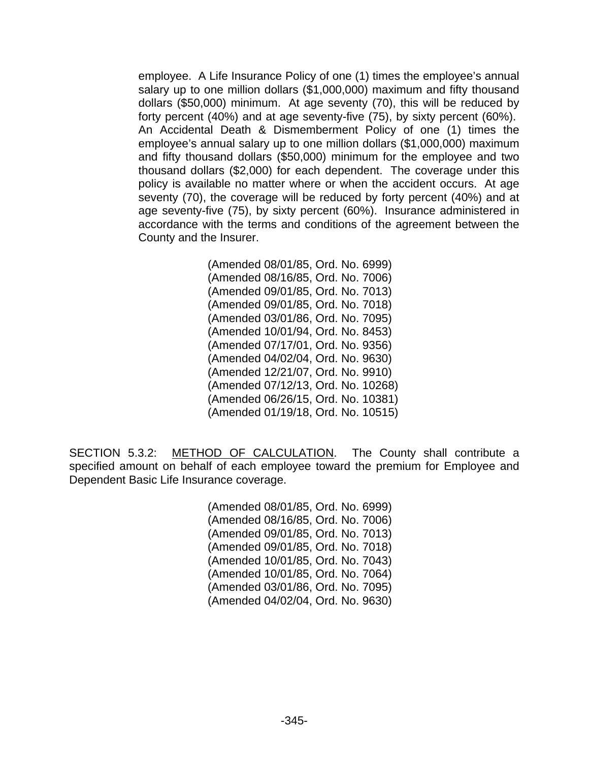employee. A Life Insurance Policy of one (1) times the employee's annual salary up to one million dollars ($1,000,000) maximum and fifty thousand dollars ($50,000) minimum. At age seventy (70), this will be reduced by forty percent (40%) and at age seventy-five (75), by sixty percent (60%). An Accidental Death & Dismemberment Policy of one (1) times the employee's annual salary up to one million dollars ($1,000,000) maximum and fifty thousand dollars ($50,000) minimum for the employee and two thousand dollars ($2,000) for each dependent. The coverage under this policy is available no matter where or when the accident occurs. At age seventy (70), the coverage will be reduced by forty percent (40%) and at age seventy-five (75), by sixty percent (60%). Insurance administered in accordance with the terms and conditions of the agreement between the County and the Insurer.

(Amended 08/01/85, Ord. No. 6999)
(Amended 08/16/85, Ord. No. 7006)
(Amended 09/01/85, Ord. No. 7013)
(Amended 09/01/85, Ord. No. 7018)
(Amended 03/01/86, Ord. No. 7095)
(Amended 10/01/94, Ord. No. 8453)
(Amended 07/17/01, Ord. No. 9356)
(Amended 04/02/04, Ord. No. 9630)
(Amended 12/21/07, Ord. No. 9910)
(Amended 07/12/13, Ord. No. 10268)
(Amended 06/26/15, Ord. No. 10381)
(Amended 01/19/18, Ord. No. 10515)

SECTION 5.3.2: METHOD OF CALCULATION. The County shall contribute a specified amount on behalf of each employee toward the premium for Employee and Dependent Basic Life Insurance coverage.

(Amended 08/01/85, Ord. No. 6999)
(Amended 08/16/85, Ord. No. 7006)
(Amended 09/01/85, Ord. No. 7013)
(Amended 09/01/85, Ord. No. 7018)
(Amended 10/01/85, Ord. No. 7043)
(Amended 10/01/85, Ord. No. 7064)
(Amended 03/01/86, Ord. No. 7095)
(Amended 04/02/04, Ord. No. 9630)